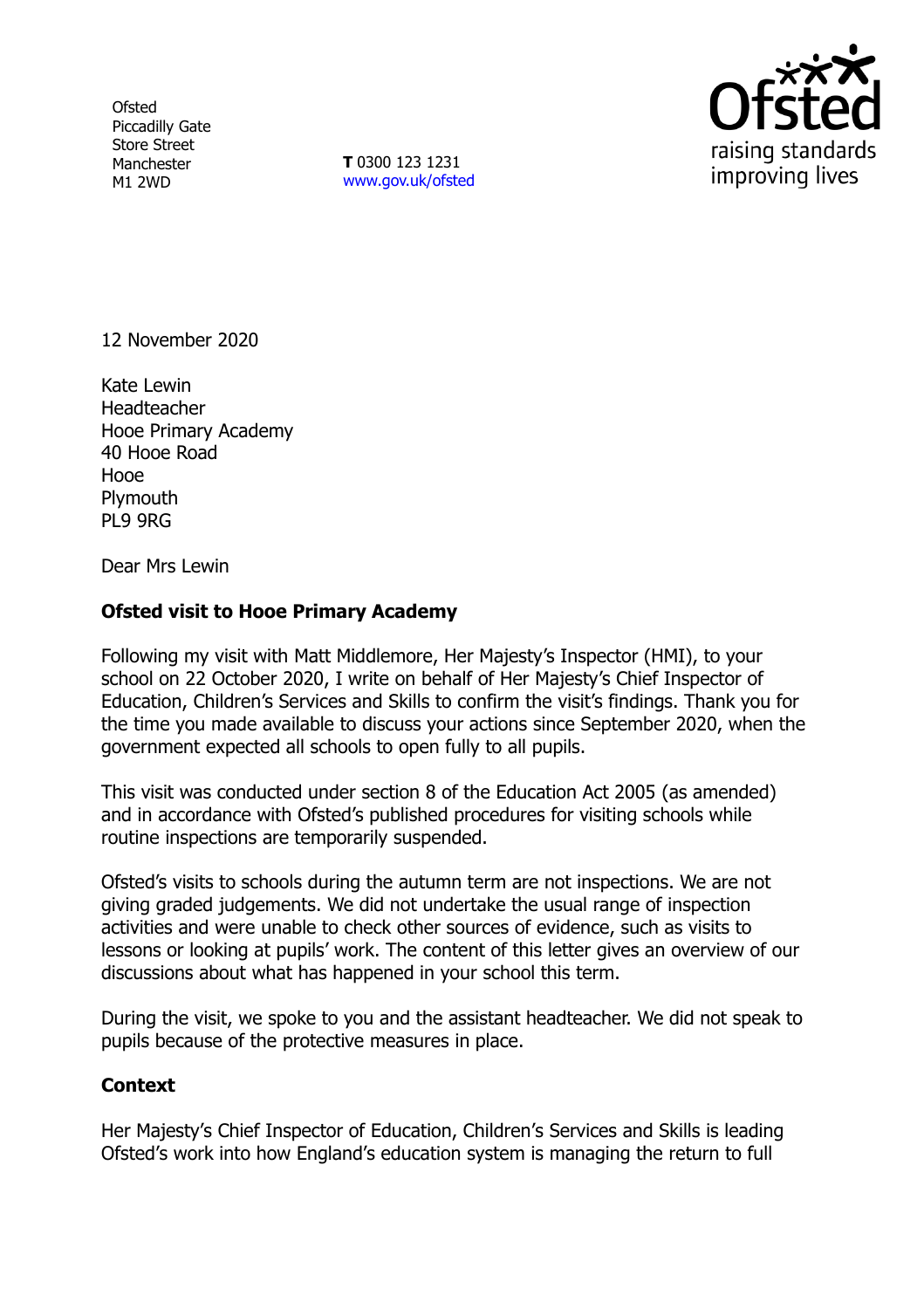Ofsted
Piccadilly Gate
Store Street
Manchester
M1 2WD

**T** 0300 123 1231
www.gov.uk/ofsted

12 November 2020

Kate Lewin
Headteacher
Hooe Primary Academy
40 Hooe Road
Hooe
Plymouth
PL9 9RG

Dear Mrs Lewin

**Ofsted visit to Hooe Primary Academy**

Following my visit with Matt Middlemore, Her Majesty's Inspector (HMI), to your school on 22 October 2020, I write on behalf of Her Majesty's Chief Inspector of Education, Children's Services and Skills to confirm the visit's findings. Thank you for the time you made available to discuss your actions since September 2020, when the government expected all schools to open fully to all pupils.

This visit was conducted under section 8 of the Education Act 2005 (as amended) and in accordance with Ofsted's published procedures for visiting schools while routine inspections are temporarily suspended.

Ofsted's visits to schools during the autumn term are not inspections. We are not giving graded judgements. We did not undertake the usual range of inspection activities and were unable to check other sources of evidence, such as visits to lessons or looking at pupils' work. The content of this letter gives an overview of our discussions about what has happened in your school this term.

During the visit, we spoke to you and the assistant headteacher. We did not speak to pupils because of the protective measures in place.

**Context**

Her Majesty's Chief Inspector of Education, Children's Services and Skills is leading Ofsted's work into how England's education system is managing the return to full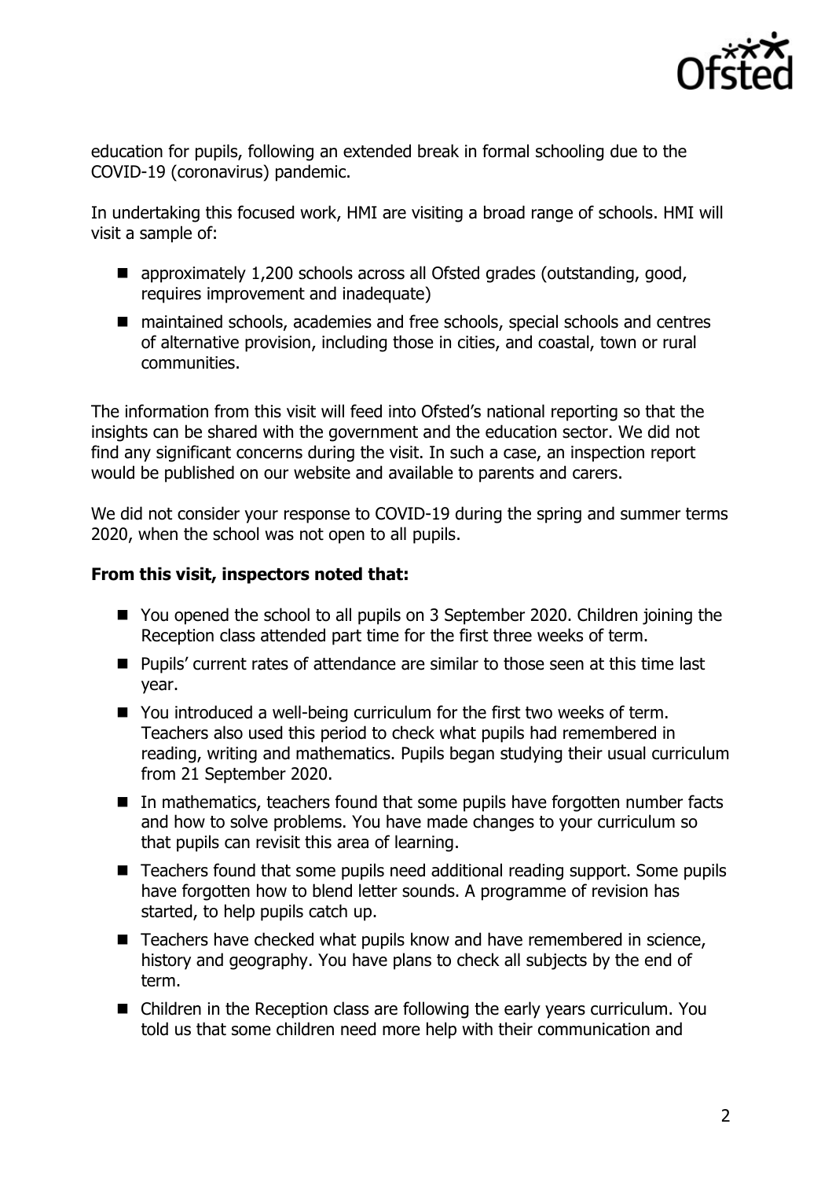education for pupils, following an extended break in formal schooling due to the COVID-19 (coronavirus) pandemic.

In undertaking this focused work, HMI are visiting a broad range of schools. HMI will visit a sample of:

- approximately 1,200 schools across all Ofsted grades (outstanding, good, requires improvement and inadequate)
- maintained schools, academies and free schools, special schools and centres of alternative provision, including those in cities, and coastal, town or rural communities.

The information from this visit will feed into Ofsted's national reporting so that the insights can be shared with the government and the education sector. We did not find any significant concerns during the visit. In such a case, an inspection report would be published on our website and available to parents and carers.

We did not consider your response to COVID-19 during the spring and summer terms 2020, when the school was not open to all pupils.

**From this visit, inspectors noted that:**

- You opened the school to all pupils on 3 September 2020. Children joining the Reception class attended part time for the first three weeks of term.
- Pupils' current rates of attendance are similar to those seen at this time last year.
- You introduced a well-being curriculum for the first two weeks of term. Teachers also used this period to check what pupils had remembered in reading, writing and mathematics. Pupils began studying their usual curriculum from 21 September 2020.
- In mathematics, teachers found that some pupils have forgotten number facts and how to solve problems. You have made changes to your curriculum so that pupils can revisit this area of learning.
- Teachers found that some pupils need additional reading support. Some pupils have forgotten how to blend letter sounds. A programme of revision has started, to help pupils catch up.
- Teachers have checked what pupils know and have remembered in science, history and geography. You have plans to check all subjects by the end of term.
- Children in the Reception class are following the early years curriculum. You told us that some children need more help with their communication and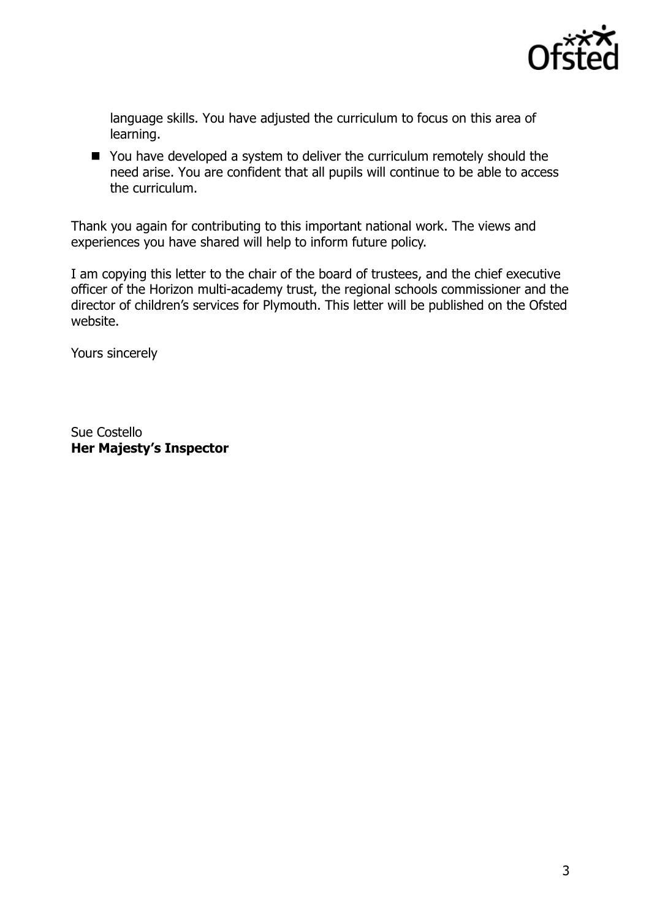language skills. You have adjusted the curriculum to focus on this area of learning.

- You have developed a system to deliver the curriculum remotely should the need arise. You are confident that all pupils will continue to be able to access the curriculum.

Thank you again for contributing to this important national work. The views and experiences you have shared will help to inform future policy.

I am copying this letter to the chair of the board of trustees, and the chief executive officer of the Horizon multi-academy trust, the regional schools commissioner and the director of children's services for Plymouth. This letter will be published on the Ofsted website.

Yours sincerely

Sue Costello
**Her Majesty's Inspector**